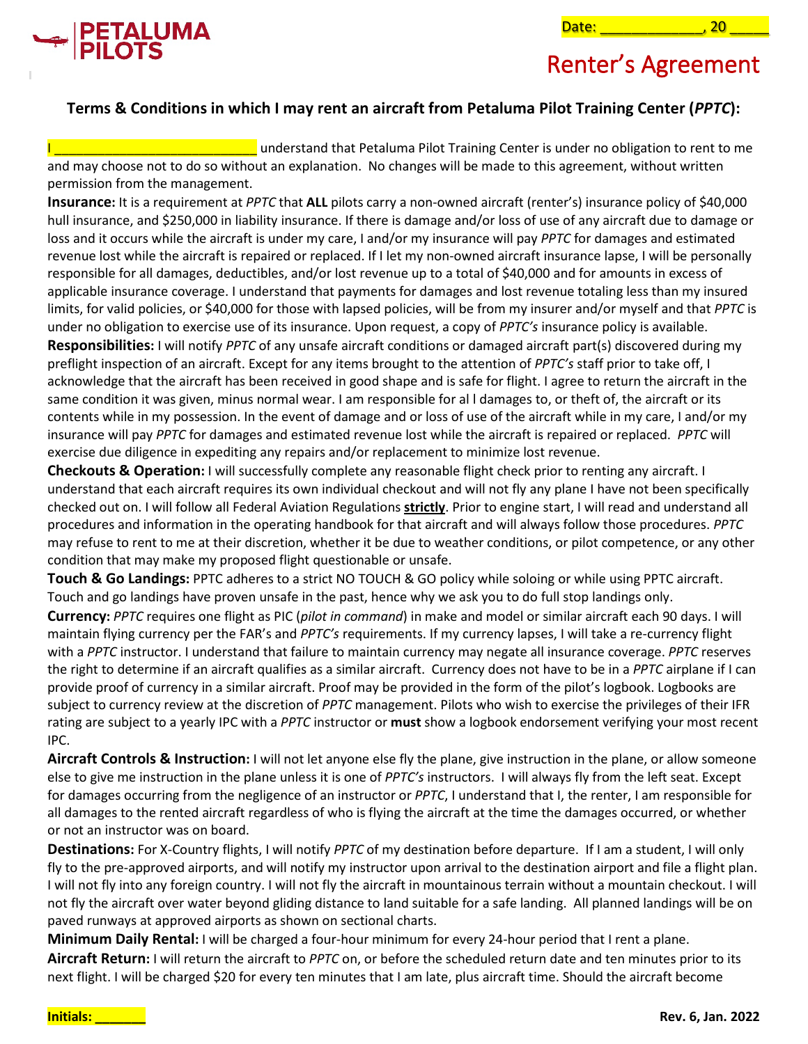PETALUMA PILOTS

Date: _____________, 20 _____

# Renter's Agreement

### Terms & Conditions in which I may rent an aircraft from Petaluma Pilot Training Center (*PPTC*):

I ___________________________ understand that Petaluma Pilot Training Center is under no obligation to rent to me and may choose not to do so without an explanation. No changes will be made to this agreement, without written permission from the management.

**Insurance:** It is a requirement at *PPTC* that **ALL** pilots carry a non-owned aircraft (renter's) insurance policy of $40,000 hull insurance, and $250,000 in liability insurance. If there is damage and/or loss of use of any aircraft due to damage or loss and it occurs while the aircraft is under my care, I and/or my insurance will pay *PPTC* for damages and estimated revenue lost while the aircraft is repaired or replaced. If I let my non-owned aircraft insurance lapse, I will be personally responsible for all damages, deductibles, and/or lost revenue up to a total of $40,000 and for amounts in excess of applicable insurance coverage. I understand that payments for damages and lost revenue totaling less than my insured limits, for valid policies, or $40,000 for those with lapsed policies, will be from my insurer and/or myself and that *PPTC* is under no obligation to exercise use of its insurance. Upon request, a copy of *PPTC's* insurance policy is available.

**Responsibilities:** I will notify *PPTC* of any unsafe aircraft conditions or damaged aircraft part(s) discovered during my preflight inspection of an aircraft. Except for any items brought to the attention of *PPTC's* staff prior to take off, I acknowledge that the aircraft has been received in good shape and is safe for flight. I agree to return the aircraft in the same condition it was given, minus normal wear. I am responsible for al l damages to, or theft of, the aircraft or its contents while in my possession. In the event of damage and or loss of use of the aircraft while in my care, I and/or my insurance will pay *PPTC* for damages and estimated revenue lost while the aircraft is repaired or replaced. *PPTC* will exercise due diligence in expediting any repairs and/or replacement to minimize lost revenue.

**Checkouts & Operation:** I will successfully complete any reasonable flight check prior to renting any aircraft. I understand that each aircraft requires its own individual checkout and will not fly any plane I have not been specifically checked out on. I will follow all Federal Aviation Regulations **strictly**. Prior to engine start, I will read and understand all procedures and information in the operating handbook for that aircraft and will always follow those procedures. *PPTC* may refuse to rent to me at their discretion, whether it be due to weather conditions, or pilot competence, or any other condition that may make my proposed flight questionable or unsafe.

**Touch & Go Landings:** PPTC adheres to a strict NO TOUCH & GO policy while soloing or while using PPTC aircraft. Touch and go landings have proven unsafe in the past, hence why we ask you to do full stop landings only.

**Currency:** *PPTC* requires one flight as PIC (*pilot in command*) in make and model or similar aircraft each 90 days. I will maintain flying currency per the FAR's and *PPTC's* requirements. If my currency lapses, I will take a re-currency flight with a *PPTC* instructor. I understand that failure to maintain currency may negate all insurance coverage. *PPTC* reserves the right to determine if an aircraft qualifies as a similar aircraft. Currency does not have to be in a *PPTC* airplane if I can provide proof of currency in a similar aircraft. Proof may be provided in the form of the pilot's logbook. Logbooks are subject to currency review at the discretion of *PPTC* management. Pilots who wish to exercise the privileges of their IFR rating are subject to a yearly IPC with a *PPTC* instructor or **must** show a logbook endorsement verifying your most recent IPC.

**Aircraft Controls & Instruction:** I will not let anyone else fly the plane, give instruction in the plane, or allow someone else to give me instruction in the plane unless it is one of *PPTC's* instructors. I will always fly from the left seat. Except for damages occurring from the negligence of an instructor or *PPTC*, I understand that I, the renter, I am responsible for all damages to the rented aircraft regardless of who is flying the aircraft at the time the damages occurred, or whether or not an instructor was on board.

**Destinations:** For X-Country flights, I will notify *PPTC* of my destination before departure. If I am a student, I will only fly to the pre-approved airports, and will notify my instructor upon arrival to the destination airport and file a flight plan. I will not fly into any foreign country. I will not fly the aircraft in mountainous terrain without a mountain checkout. I will not fly the aircraft over water beyond gliding distance to land suitable for a safe landing. All planned landings will be on paved runways at approved airports as shown on sectional charts.

**Minimum Daily Rental:** I will be charged a four-hour minimum for every 24-hour period that I rent a plane.

**Aircraft Return:** I will return the aircraft to *PPTC* on, or before the scheduled return date and ten minutes prior to its next flight. I will be charged $20 for every ten minutes that I am late, plus aircraft time. Should the aircraft become

Initials: _______

Rev. 6, Jan. 2022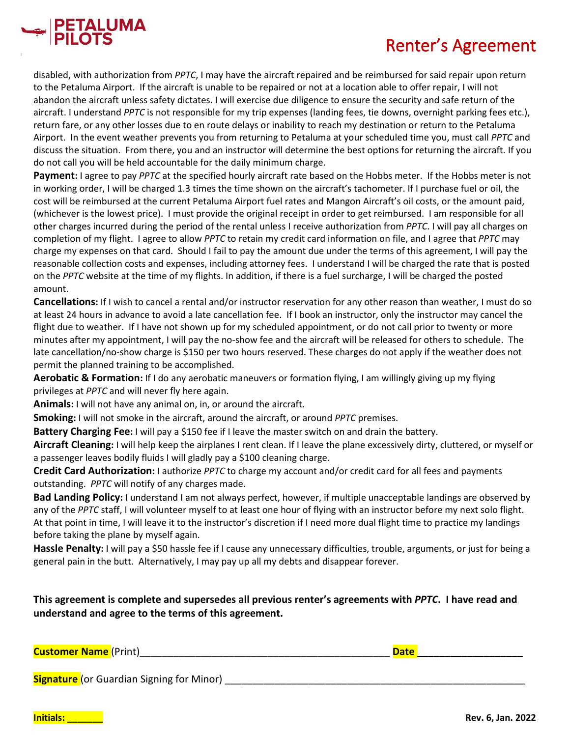disabled, with authorization from *PPTC*, I may have the aircraft repaired and be reimbursed for said repair upon return to the Petaluma Airport. If the aircraft is unable to be repaired or not at a location able to offer repair, I will not abandon the aircraft unless safety dictates. I will exercise due diligence to ensure the security and safe return of the aircraft. I understand *PPTC* is not responsible for my trip expenses (landing fees, tie downs, overnight parking fees etc.), return fare, or any other losses due to en route delays or inability to reach my destination or return to the Petaluma Airport. In the event weather prevents you from returning to Petaluma at your scheduled time you, must call *PPTC* and discuss the situation. From there, you and an instructor will determine the best options for returning the aircraft. If you do not call you will be held accountable for the daily minimum charge.

**Payment:** I agree to pay *PPTC* at the specified hourly aircraft rate based on the Hobbs meter. If the Hobbs meter is not in working order, I will be charged 1.3 times the time shown on the aircraft's tachometer. If I purchase fuel or oil, the cost will be reimbursed at the current Petaluma Airport fuel rates and Mangon Aircraft's oil costs, or the amount paid, (whichever is the lowest price). I must provide the original receipt in order to get reimbursed. I am responsible for all other charges incurred during the period of the rental unless I receive authorization from *PPTC*. I will pay all charges on completion of my flight. I agree to allow *PPTC* to retain my credit card information on file, and I agree that *PPTC* may charge my expenses on that card. Should I fail to pay the amount due under the terms of this agreement, I will pay the reasonable collection costs and expenses, including attorney fees. I understand I will be charged the rate that is posted on the *PPTC* website at the time of my flights. In addition, if there is a fuel surcharge, I will be charged the posted amount.

**Cancellations:** If I wish to cancel a rental and/or instructor reservation for any other reason than weather, I must do so at least 24 hours in advance to avoid a late cancellation fee. If I book an instructor, only the instructor may cancel the flight due to weather. If I have not shown up for my scheduled appointment, or do not call prior to twenty or more minutes after my appointment, I will pay the no-show fee and the aircraft will be released for others to schedule. The late cancellation/no-show charge is $150 per two hours reserved. These charges do not apply if the weather does not permit the planned training to be accomplished.

**Aerobatic & Formation:** If I do any aerobatic maneuvers or formation flying, I am willingly giving up my flying privileges at *PPTC* and will never fly here again.

**Animals:** I will not have any animal on, in, or around the aircraft.

**Smoking:** I will not smoke in the aircraft, around the aircraft, or around *PPTC* premises.

**Battery Charging Fee:** I will pay a $150 fee if I leave the master switch on and drain the battery.

**Aircraft Cleaning:** I will help keep the airplanes I rent clean. If I leave the plane excessively dirty, cluttered, or myself or a passenger leaves bodily fluids I will gladly pay a $100 cleaning charge.

**Credit Card Authorization:** I authorize *PPTC* to charge my account and/or credit card for all fees and payments outstanding. *PPTC* will notify of any charges made.

**Bad Landing Policy:** I understand I am not always perfect, however, if multiple unacceptable landings are observed by any of the *PPTC* staff, I will volunteer myself to at least one hour of flying with an instructor before my next solo flight. At that point in time, I will leave it to the instructor's discretion if I need more dual flight time to practice my landings before taking the plane by myself again.

**Hassle Penalty:** I will pay a $50 hassle fee if I cause any unnecessary difficulties, trouble, arguments, or just for being a general pain in the butt. Alternatively, I may pay up all my debts and disappear forever.

**This agreement is complete and supersedes all previous renter's agreements with *PPTC*. I have read and understand and agree to the terms of this agreement.**

**Customer Name** (Print)\_\_\_\_\_\_\_\_\_\_\_\_\_\_\_\_\_\_\_\_\_\_\_\_\_\_\_\_\_\_\_\_\_\_\_\_\_\_\_\_\_\_\_\_ **Date \_\_\_\_\_\_\_\_\_\_\_\_\_\_\_\_\_\_**

**Signature** (or Guardian Signing for Minor) \_\_\_\_\_\_\_\_\_\_\_\_\_\_\_\_\_\_\_\_\_\_\_\_\_\_\_\_\_\_\_\_\_\_\_\_\_\_\_\_\_\_\_\_\_\_\_\_\_\_\_\_\_\_

**Initials: \_\_\_\_\_\_**

**Rev. 6, Jan. 2022**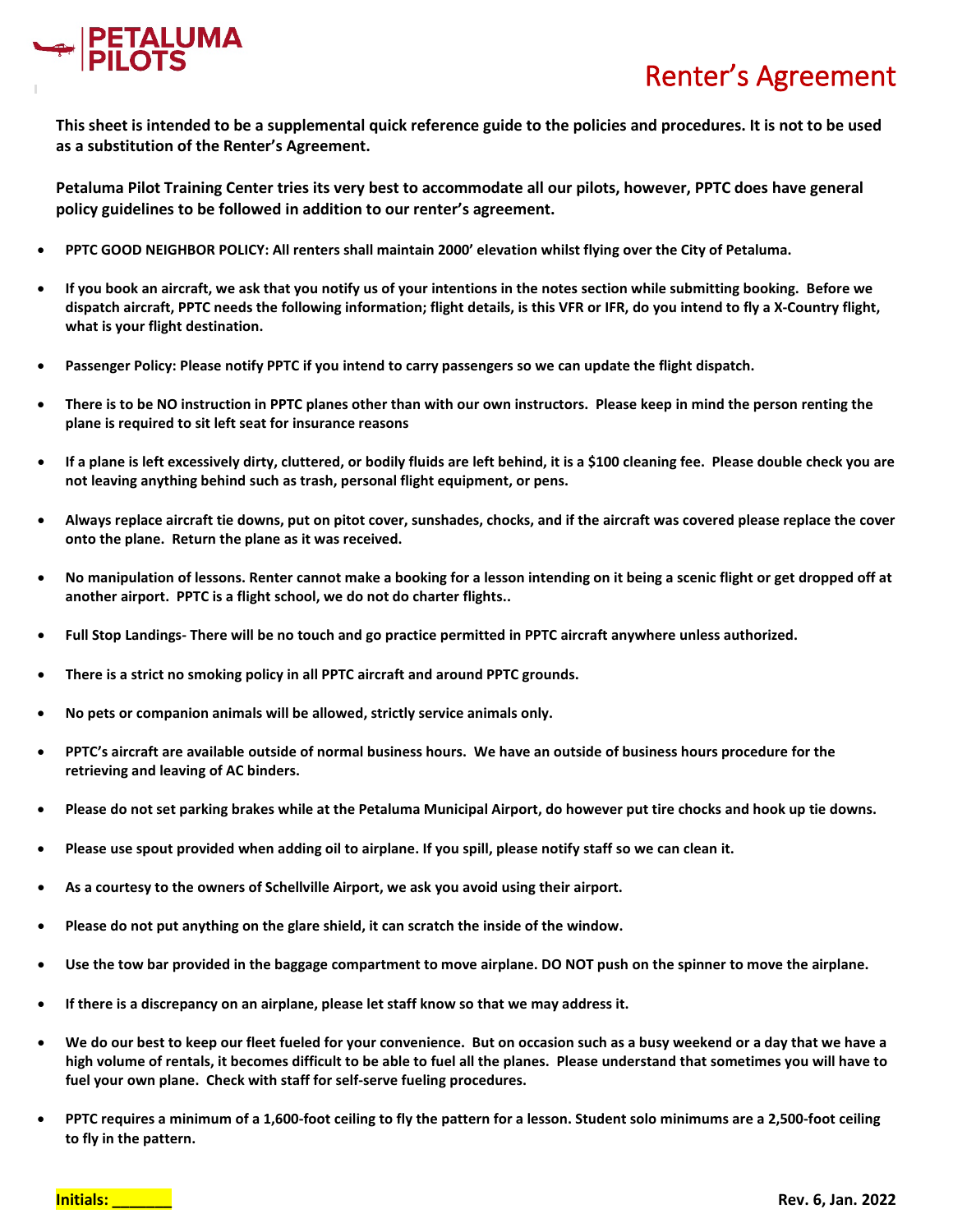PETALUMA PILOTS

# Renter's Agreement

**This sheet is intended to be a supplemental quick reference guide to the policies and procedures. It is not to be used as a substitution of the Renter's Agreement.**

**Petaluma Pilot Training Center tries its very best to accommodate all our pilots, however, PPTC does have general policy guidelines to be followed in addition to our renter's agreement.**

- **PPTC GOOD NEIGHBOR POLICY: All renters shall maintain 2000' elevation whilst flying over the City of Petaluma.**
- **If you book an aircraft, we ask that you notify us of your intentions in the notes section while submitting booking. Before we dispatch aircraft, PPTC needs the following information; flight details, is this VFR or IFR, do you intend to fly a X-Country flight, what is your flight destination.**
- **Passenger Policy: Please notify PPTC if you intend to carry passengers so we can update the flight dispatch.**
- **There is to be NO instruction in PPTC planes other than with our own instructors. Please keep in mind the person renting the plane is required to sit left seat for insurance reasons**
- **If a plane is left excessively dirty, cluttered, or bodily fluids are left behind, it is a $100 cleaning fee. Please double check you are not leaving anything behind such as trash, personal flight equipment, or pens.**
- **Always replace aircraft tie downs, put on pitot cover, sunshades, chocks, and if the aircraft was covered please replace the cover onto the plane. Return the plane as it was received.**
- **No manipulation of lessons. Renter cannot make a booking for a lesson intending on it being a scenic flight or get dropped off at another airport. PPTC is a flight school, we do not do charter flights..**
- **Full Stop Landings- There will be no touch and go practice permitted in PPTC aircraft anywhere unless authorized.**
- **There is a strict no smoking policy in all PPTC aircraft and around PPTC grounds.**
- **No pets or companion animals will be allowed, strictly service animals only.**
- **PPTC's aircraft are available outside of normal business hours. We have an outside of business hours procedure for the retrieving and leaving of AC binders.**
- **Please do not set parking brakes while at the Petaluma Municipal Airport, do however put tire chocks and hook up tie downs.**
- **Please use spout provided when adding oil to airplane. If you spill, please notify staff so we can clean it.**
- **As a courtesy to the owners of Schellville Airport, we ask you avoid using their airport.**
- **Please do not put anything on the glare shield, it can scratch the inside of the window.**
- **Use the tow bar provided in the baggage compartment to move airplane. DO NOT push on the spinner to move the airplane.**
- **If there is a discrepancy on an airplane, please let staff know so that we may address it.**
- **We do our best to keep our fleet fueled for your convenience. But on occasion such as a busy weekend or a day that we have a high volume of rentals, it becomes difficult to be able to fuel all the planes. Please understand that sometimes you will have to fuel your own plane. Check with staff for self-serve fueling procedures.**
- **PPTC requires a minimum of a 1,600-foot ceiling to fly the pattern for a lesson. Student solo minimums are a 2,500-foot ceiling to fly in the pattern.**

**Initials: _______**

**Rev. 6, Jan. 2022**